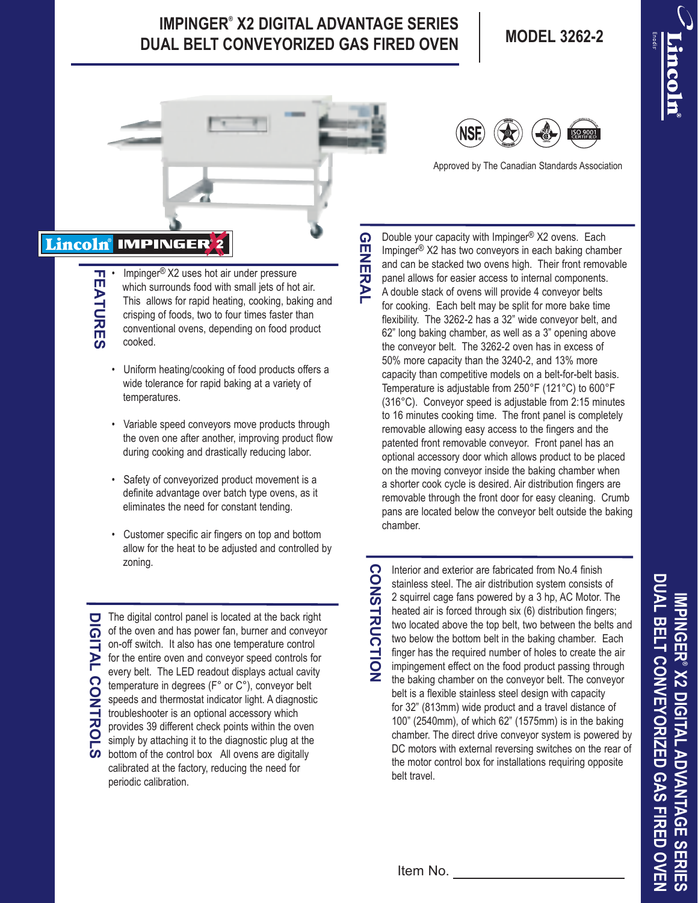# IMPINGER® X2 DIGITAL ADVANTAGE SERIES DUAL BELT CONVEYORIZED GAS FIRED OVEN

## MODEL 3262-2

Approved by The Canadian Standards Association

## FEATURES

- Impinger® X2 uses hot air under pressure which surrounds food with small jets of hot air. This allows for rapid heating, cooking, baking and crisping of foods, two to four times faster than conventional ovens, depending on food product cooked.
- Uniform heating/cooking of food products offers a wide tolerance for rapid baking at a variety of temperatures.
- Variable speed conveyors move products through the oven one after another, improving product flow during cooking and drastically reducing labor.
- Safety of conveyorized product movement is a definite advantage over batch type ovens, as it eliminates the need for constant tending.
- Customer specific air fingers on top and bottom allow for the heat to be adjusted and controlled by zoning.

## DIGITAL CONTROLS

The digital control panel is located at the back right of the oven and has power fan, burner and conveyor on-off switch. It also has one temperature control for the entire oven and conveyor speed controls for every belt. The LED readout displays actual cavity temperature in degrees (F° or C°), conveyor belt speeds and thermostat indicator light. A diagnostic troubleshooter is an optional accessory which provides 39 different check points within the oven simply by attaching it to the diagnostic plug at the bottom of the control box All ovens are digitally calibrated at the factory, reducing the need for periodic calibration.

## GENERAL

Double your capacity with Impinger® X2 ovens. Each Impinger® X2 has two conveyors in each baking chamber and can be stacked two ovens high. Their front removable panel allows for easier access to internal components. A double stack of ovens will provide 4 conveyor belts for cooking. Each belt may be split for more bake time flexibility. The 3262-2 has a 32" wide conveyor belt, and 62" long baking chamber, as well as a 3" opening above the conveyor belt. The 3262-2 oven has in excess of 50% more capacity than the 3240-2, and 13% more capacity than competitive models on a belt-for-belt basis. Temperature is adjustable from 250°F (121°C) to 600°F (316°C). Conveyor speed is adjustable from 2:15 minutes to 16 minutes cooking time. The front panel is completely removable allowing easy access to the fingers and the patented front removable conveyor. Front panel has an optional accessory door which allows product to be placed on the moving conveyor inside the baking chamber when a shorter cook cycle is desired. Air distribution fingers are removable through the front door for easy cleaning. Crumb pans are located below the conveyor belt outside the baking chamber.

## CONSTRUCTION

Interior and exterior are fabricated from No.4 finish stainless steel. The air distribution system consists of 2 squirrel cage fans powered by a 3 hp, AC Motor. The heated air is forced through six (6) distribution fingers; two located above the top belt, two between the belts and two below the bottom belt in the baking chamber. Each finger has the required number of holes to create the air impingement effect on the food product passing through the baking chamber on the conveyor belt. The conveyor belt is a flexible stainless steel design with capacity for 32" (813mm) wide product and a travel distance of 100" (2540mm), of which 62" (1575mm) is in the baking chamber. The direct drive conveyor system is powered by DC motors with external reversing switches on the rear of the motor control box for installations requiring opposite belt travel.

Item No. ______________________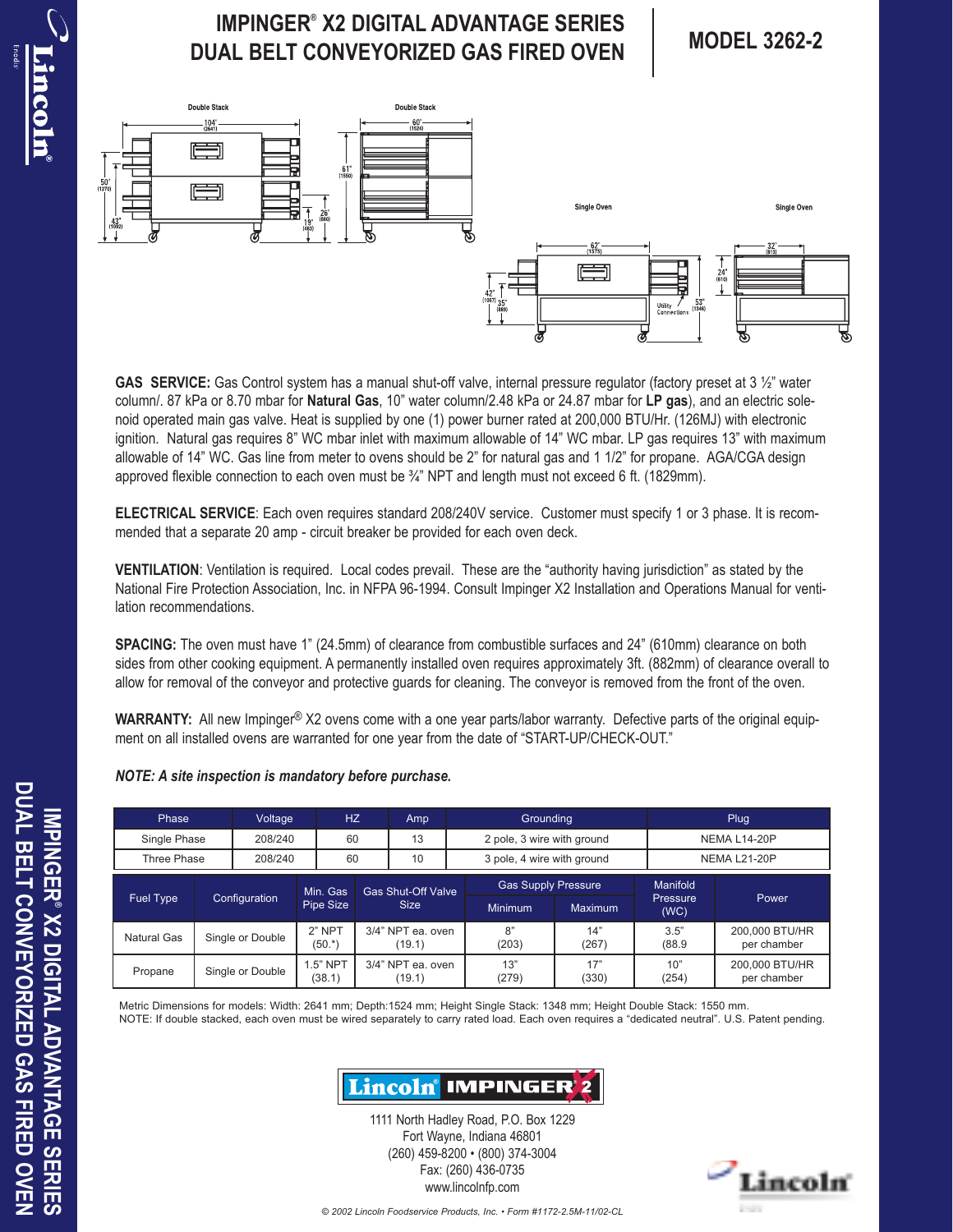# IMPINGER® X2 DIGITAL ADVANTAGE SERIES DUAL BELT CONVEYORIZED GAS FIRED OVEN

## MODEL 3262-2

Double Stack

104" (2641)

50" (1270)

43" (1092)

26" (660)

19" (483)

Double Stack

60" (1524)

61" (1550)

Single Oven

62" (1575)

42" (1067)

35" (889)

Utility Connections

53" (1346)

Single Oven

32" (813)

24" (610)

**GAS SERVICE:** Gas Control system has a manual shut-off valve, internal pressure regulator (factory preset at 3 ½" water column/. 87 kPa or 8.70 mbar for **Natural Gas**, 10" water column/2.48 kPa or 24.87 mbar for **LP gas**), and an electric solenoid operated main gas valve. Heat is supplied by one (1) power burner rated at 200,000 BTU/Hr. (126MJ) with electronic ignition. Natural gas requires 8" WC mbar inlet with maximum allowable of 14" WC mbar. LP gas requires 13" with maximum allowable of 14" WC. Gas line from meter to ovens should be 2" for natural gas and 1 1/2" for propane. AGA/CGA design approved flexible connection to each oven must be ¾" NPT and length must not exceed 6 ft. (1829mm).

**ELECTRICAL SERVICE**: Each oven requires standard 208/240V service. Customer must specify 1 or 3 phase. It is recommended that a separate 20 amp - circuit breaker be provided for each oven deck.

**VENTILATION**: Ventilation is required. Local codes prevail. These are the "authority having jurisdiction" as stated by the National Fire Protection Association, Inc. in NFPA 96-1994. Consult Impinger X2 Installation and Operations Manual for ventilation recommendations.

**SPACING:** The oven must have 1" (24.5mm) of clearance from combustible surfaces and 24" (610mm) clearance on both sides from other cooking equipment. A permanently installed oven requires approximately 3ft. (882mm) of clearance overall to allow for removal of the conveyor and protective guards for cleaning. The conveyor is removed from the front of the oven.

**WARRANTY:** All new Impinger® X2 ovens come with a one year parts/labor warranty. Defective parts of the original equipment on all installed ovens are warranted for one year from the date of "START-UP/CHECK-OUT."

***NOTE: A site inspection is mandatory before purchase.***

| Phase | Voltage | HZ | Amp | Grounding | Plug |
|---|---|---|---|---|---|
| Single Phase | 208/240 | 60 | 13 | 2 pole, 3 wire with ground | NEMA L14-20P |
| Three Phase | 208/240 | 60 | 10 | 3 pole, 4 wire with ground | NEMA L21-20P |

| Fuel Type | Configuration | Min. Gas Pipe Size | Gas Shut-Off Valve Size | Gas Supply Pressure | | Manifold Pressure (WC) | Power |
|---|---|---|---|---|---|---|---|
| | | | | Minimum | Maximum | | |
| Natural Gas | Single or Double | 2" NPT (50.*) | 3/4" NPT ea. oven (19.1) | 8" (203) | 14" (267) | 3.5" (88.9 | 200,000 BTU/HR per chamber |
| Propane | Single or Double | 1.5" NPT (38.1) | 3/4" NPT ea. oven (19.1) | 13" (279) | 17" (330) | 10" (254) | 200,000 BTU/HR per chamber |

Metric Dimensions for models: Width: 2641 mm; Depth:1524 mm; Height Single Stack: 1348 mm; Height Double Stack: 1550 mm.
NOTE: If double stacked, each oven must be wired separately to carry rated load. Each oven requires a "dedicated neutral". U.S. Patent pending.

Lincoln® IMPINGER X2

1111 North Hadley Road, P.O. Box 1229
Fort Wayne, Indiana 46801
(260) 459-8200 • (800) 374-3004
Fax: (260) 436-0735
www.lincolnfp.com

*© 2002 Lincoln Foodservice Products, Inc. • Form #1172-2.5M-11/02-CL*